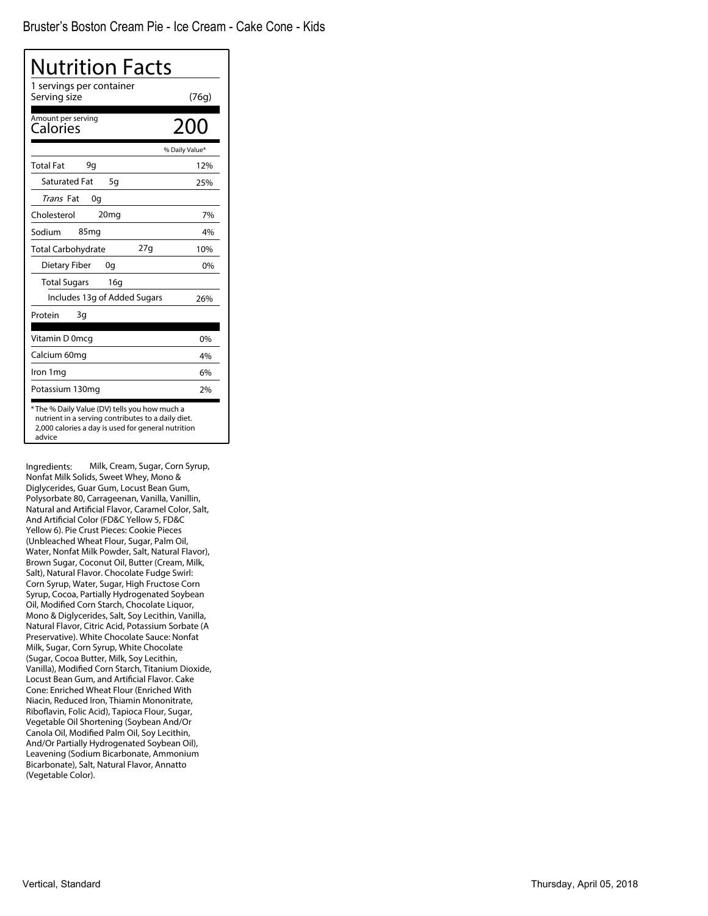Bruster's Boston Cream Pie - Ice Cream - Cake Cone - Kids

# Nutrition Facts

1 servings per container

Serving size (76g)

| Amount per serving | |
|---|---|
| **Calories** | **200** |
| | % Daily Value* |
| **Total Fat** 9g | 12% |
| Saturated Fat 5g | 25% |
| *Trans* Fat 0g | |
| **Cholesterol** 20mg | 7% |
| **Sodium** 85mg | 4% |
| **Total Carbohydrate** 27g | 10% |
| Dietary Fiber 0g | 0% |
| Total Sugars 16g | |
| Includes 13g of Added Sugars | 26% |
| **Protein** 3g | |
| Vitamin D 0mcg | 0% |
| Calcium 60mg | 4% |
| Iron 1mg | 6% |
| Potassium 130mg | 2% |

* The % Daily Value (DV) tells you how much a nutrient in a serving contributes to a daily diet. 2,000 calories a day is used for general nutrition advice

Ingredients: Milk, Cream, Sugar, Corn Syrup, Nonfat Milk Solids, Sweet Whey, Mono & Diglycerides, Guar Gum, Locust Bean Gum, Polysorbate 80, Carrageenan, Vanilla, Vanillin, Natural and Artificial Flavor, Caramel Color, Salt, And Artificial Color (FD&C Yellow 5, FD&C Yellow 6). Pie Crust Pieces: Cookie Pieces (Unbleached Wheat Flour, Sugar, Palm Oil, Water, Nonfat Milk Powder, Salt, Natural Flavor), Brown Sugar, Coconut Oil, Butter (Cream, Milk, Salt), Natural Flavor. Chocolate Fudge Swirl: Corn Syrup, Water, Sugar, High Fructose Corn Syrup, Cocoa, Partially Hydrogenated Soybean Oil, Modified Corn Starch, Chocolate Liquor, Mono & Diglycerides, Salt, Soy Lecithin, Vanilla, Natural Flavor, Citric Acid, Potassium Sorbate (A Preservative). White Chocolate Sauce: Nonfat Milk, Sugar, Corn Syrup, White Chocolate (Sugar, Cocoa Butter, Milk, Soy Lecithin, Vanilla), Modified Corn Starch, Titanium Dioxide, Locust Bean Gum, and Artificial Flavor. Cake Cone: Enriched Wheat Flour (Enriched With Niacin, Reduced Iron, Thiamin Mononitrate, Riboflavin, Folic Acid), Tapioca Flour, Sugar, Vegetable Oil Shortening (Soybean And/Or Canola Oil, Modified Palm Oil, Soy Lecithin, And/Or Partially Hydrogenated Soybean Oil), Leavening (Sodium Bicarbonate, Ammonium Bicarbonate), Salt, Natural Flavor, Annatto (Vegetable Color).

Vertical, Standard

Thursday, April 05, 2018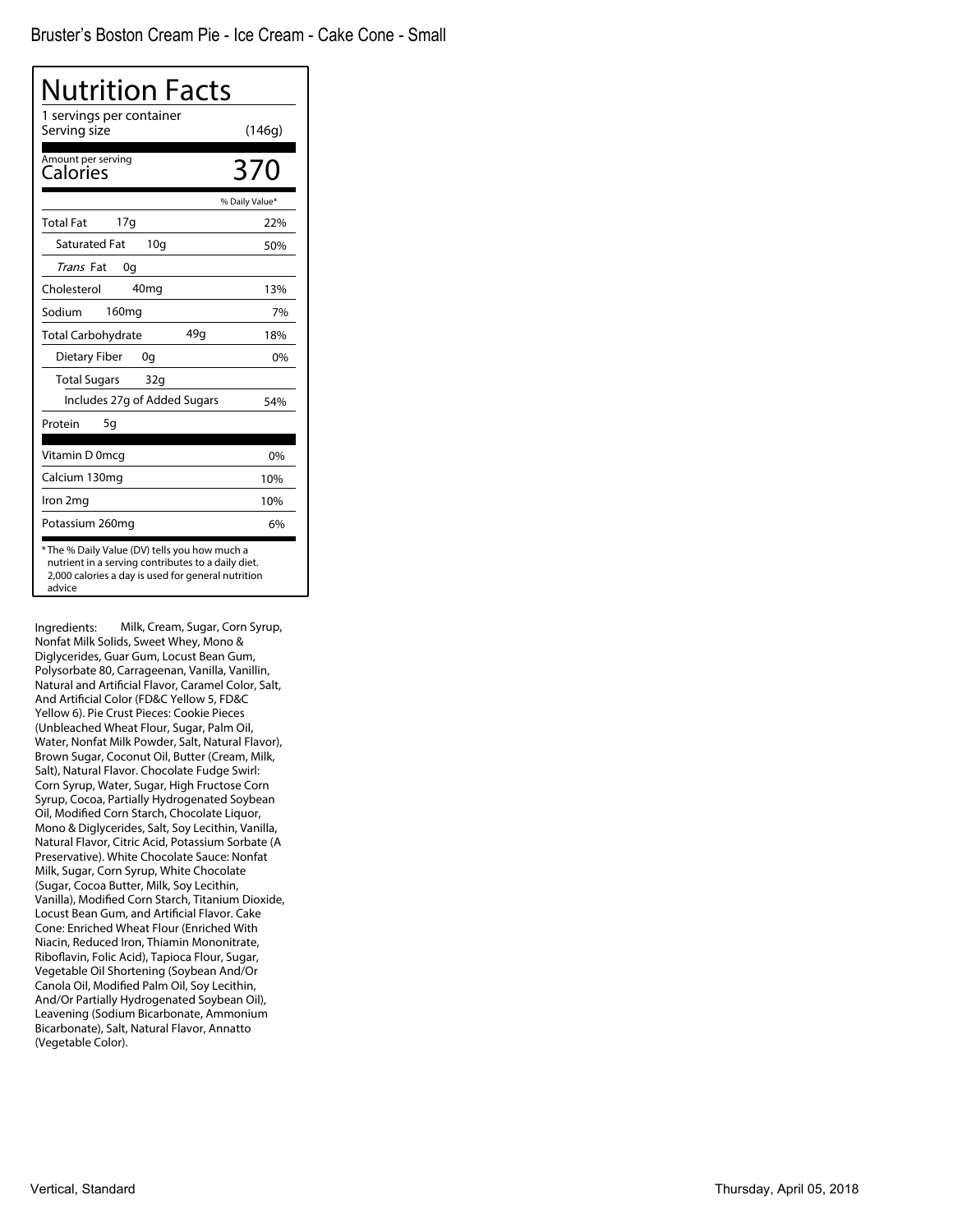Bruster's Boston Cream Pie - Ice Cream - Cake Cone - Small

# Nutrition Facts

1 servings per container

Serving size (146g)

Amount per serving

**Calories** 370

| | % Daily Value* |
|---|---|
| Total Fat 17g | 22% |
| Saturated Fat 10g | 50% |
| *Trans* Fat 0g | |
| Cholesterol 40mg | 13% |
| Sodium 160mg | 7% |
| Total Carbohydrate 49g | 18% |
| Dietary Fiber 0g | 0% |
| Total Sugars 32g | |
| Includes 27g of Added Sugars | 54% |
| Protein 5g | |
| Vitamin D 0mcg | 0% |
| Calcium 130mg | 10% |
| Iron 2mg | 10% |
| Potassium 260mg | 6% |

* The % Daily Value (DV) tells you how much a nutrient in a serving contributes to a daily diet. 2,000 calories a day is used for general nutrition advice

Ingredients: Milk, Cream, Sugar, Corn Syrup, Nonfat Milk Solids, Sweet Whey, Mono & Diglycerides, Guar Gum, Locust Bean Gum, Polysorbate 80, Carrageenan, Vanilla, Vanillin, Natural and Artificial Flavor, Caramel Color, Salt, And Artificial Color (FD&C Yellow 5, FD&C Yellow 6). Pie Crust Pieces: Cookie Pieces (Unbleached Wheat Flour, Sugar, Palm Oil, Water, Nonfat Milk Powder, Salt, Natural Flavor), Brown Sugar, Coconut Oil, Butter (Cream, Milk, Salt), Natural Flavor. Chocolate Fudge Swirl: Corn Syrup, Water, Sugar, High Fructose Corn Syrup, Cocoa, Partially Hydrogenated Soybean Oil, Modified Corn Starch, Chocolate Liquor, Mono & Diglycerides, Salt, Soy Lecithin, Vanilla, Natural Flavor, Citric Acid, Potassium Sorbate (A Preservative). White Chocolate Sauce: Nonfat Milk, Sugar, Corn Syrup, White Chocolate (Sugar, Cocoa Butter, Milk, Soy Lecithin, Vanilla), Modified Corn Starch, Titanium Dioxide, Locust Bean Gum, and Artificial Flavor. Cake Cone: Enriched Wheat Flour (Enriched With Niacin, Reduced Iron, Thiamin Mononitrate, Riboflavin, Folic Acid), Tapioca Flour, Sugar, Vegetable Oil Shortening (Soybean And/Or Canola Oil, Modified Palm Oil, Soy Lecithin, And/Or Partially Hydrogenated Soybean Oil), Leavening (Sodium Bicarbonate, Ammonium Bicarbonate), Salt, Natural Flavor, Annatto (Vegetable Color).

Vertical, Standard

Thursday, April 05, 2018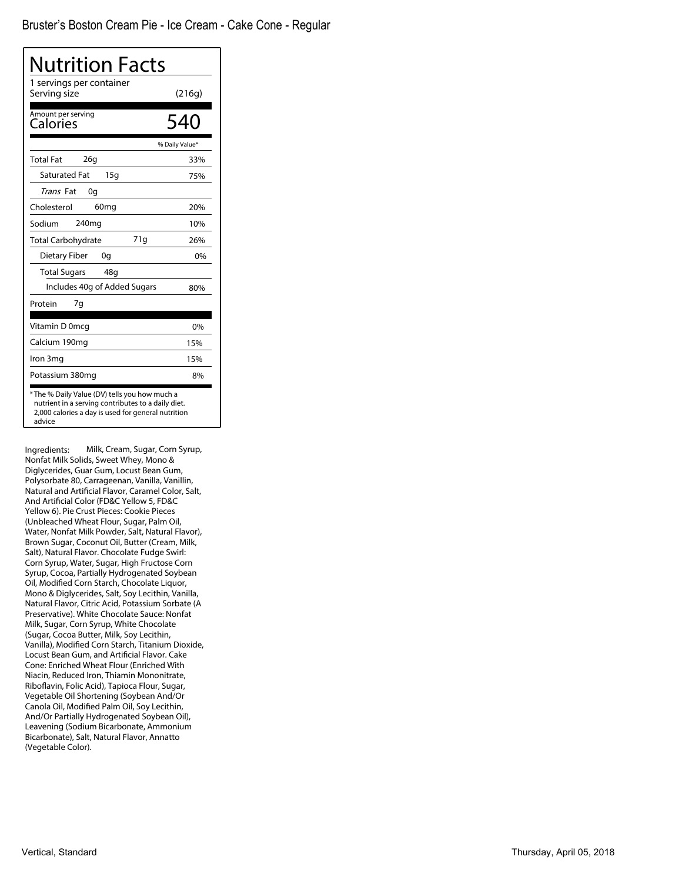Bruster's Boston Cream Pie - Ice Cream - Cake Cone - Regular

# Nutrition Facts

1 servings per container

Serving size (216g)

Amount per serving

**Calories 540**

| | % Daily Value* |
|---|---|
| **Total Fat** 26g | 33% |
| Saturated Fat 15g | 75% |
| *Trans* Fat 0g | |
| **Cholesterol** 60mg | 20% |
| **Sodium** 240mg | 10% |
| **Total Carbohydrate** 71g | 26% |
| Dietary Fiber 0g | 0% |
| Total Sugars 48g | |
| Includes 40g of Added Sugars | 80% |
| **Protein** 7g | |
| Vitamin D 0mcg | 0% |
| Calcium 190mg | 15% |
| Iron 3mg | 15% |
| Potassium 380mg | 8% |

* The % Daily Value (DV) tells you how much a nutrient in a serving contributes to a daily diet. 2,000 calories a day is used for general nutrition advice

Ingredients: Milk, Cream, Sugar, Corn Syrup, Nonfat Milk Solids, Sweet Whey, Mono & Diglycerides, Guar Gum, Locust Bean Gum, Polysorbate 80, Carrageenan, Vanilla, Vanillin, Natural and Artificial Flavor, Caramel Color, Salt, And Artificial Color (FD&C Yellow 5, FD&C Yellow 6). Pie Crust Pieces: Cookie Pieces (Unbleached Wheat Flour, Sugar, Palm Oil, Water, Nonfat Milk Powder, Salt, Natural Flavor), Brown Sugar, Coconut Oil, Butter (Cream, Milk, Salt), Natural Flavor. Chocolate Fudge Swirl: Corn Syrup, Water, Sugar, High Fructose Corn Syrup, Cocoa, Partially Hydrogenated Soybean Oil, Modified Corn Starch, Chocolate Liquor, Mono & Diglycerides, Salt, Soy Lecithin, Vanilla, Natural Flavor, Citric Acid, Potassium Sorbate (A Preservative). White Chocolate Sauce: Nonfat Milk, Sugar, Corn Syrup, White Chocolate (Sugar, Cocoa Butter, Milk, Soy Lecithin, Vanilla), Modified Corn Starch, Titanium Dioxide, Locust Bean Gum, and Artificial Flavor. Cake Cone: Enriched Wheat Flour (Enriched With Niacin, Reduced Iron, Thiamin Mononitrate, Riboflavin, Folic Acid), Tapioca Flour, Sugar, Vegetable Oil Shortening (Soybean And/Or Canola Oil, Modified Palm Oil, Soy Lecithin, And/Or Partially Hydrogenated Soybean Oil), Leavening (Sodium Bicarbonate, Ammonium Bicarbonate), Salt, Natural Flavor, Annatto (Vegetable Color).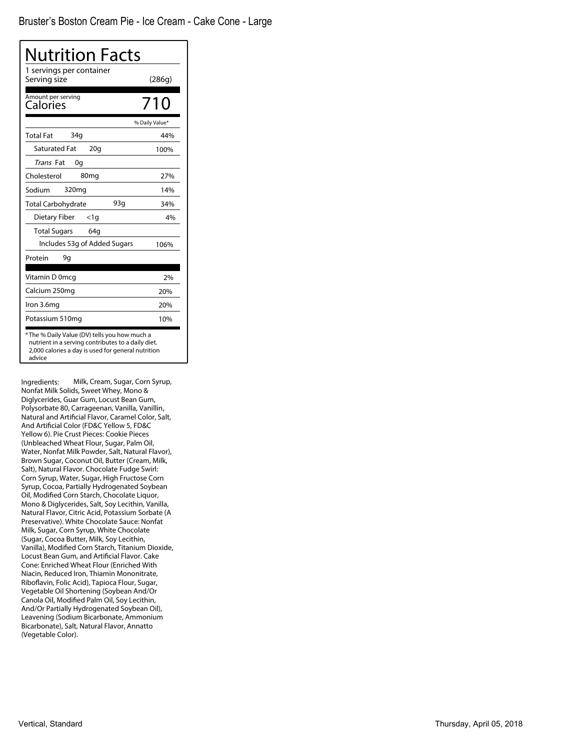Bruster's Boston Cream Pie - Ice Cream - Cake Cone - Large

# Nutrition Facts

1 servings per container

Serving size (286g)

Amount per serving

**Calories** 710

| | % Daily Value* |
|---|---|
| Total Fat 34g | 44% |
| Saturated Fat 20g | 100% |
| *Trans* Fat 0g | |
| Cholesterol 80mg | 27% |
| Sodium 320mg | 14% |
| Total Carbohydrate 93g | 34% |
| Dietary Fiber <1g | 4% |
| Total Sugars 64g | |
| Includes 53g of Added Sugars | 106% |
| Protein 9g | |
| Vitamin D 0mcg | 2% |
| Calcium 250mg | 20% |
| Iron 3.6mg | 20% |
| Potassium 510mg | 10% |

* The % Daily Value (DV) tells you how much a nutrient in a serving contributes to a daily diet. 2,000 calories a day is used for general nutrition advice

Ingredients: Milk, Cream, Sugar, Corn Syrup, Nonfat Milk Solids, Sweet Whey, Mono & Diglycerides, Guar Gum, Locust Bean Gum, Polysorbate 80, Carrageenan, Vanilla, Vanillin, Natural and Artificial Flavor, Caramel Color, Salt, And Artificial Color (FD&C Yellow 5, FD&C Yellow 6). Pie Crust Pieces: Cookie Pieces (Unbleached Wheat Flour, Sugar, Palm Oil, Water, Nonfat Milk Powder, Salt, Natural Flavor), Brown Sugar, Coconut Oil, Butter (Cream, Milk, Salt), Natural Flavor. Chocolate Fudge Swirl: Corn Syrup, Water, Sugar, High Fructose Corn Syrup, Cocoa, Partially Hydrogenated Soybean Oil, Modified Corn Starch, Chocolate Liquor, Mono & Diglycerides, Salt, Soy Lecithin, Vanilla, Natural Flavor, Citric Acid, Potassium Sorbate (A Preservative). White Chocolate Sauce: Nonfat Milk, Sugar, Corn Syrup, White Chocolate (Sugar, Cocoa Butter, Milk, Soy Lecithin, Vanilla), Modified Corn Starch, Titanium Dioxide, Locust Bean Gum, and Artificial Flavor. Cake Cone: Enriched Wheat Flour (Enriched With Niacin, Reduced Iron, Thiamin Mononitrate, Riboflavin, Folic Acid), Tapioca Flour, Sugar, Vegetable Oil Shortening (Soybean And/Or Canola Oil, Modified Palm Oil, Soy Lecithin, And/Or Partially Hydrogenated Soybean Oil), Leavening (Sodium Bicarbonate, Ammonium Bicarbonate), Salt, Natural Flavor, Annatto (Vegetable Color).

Vertical, Standard

Thursday, April 05, 2018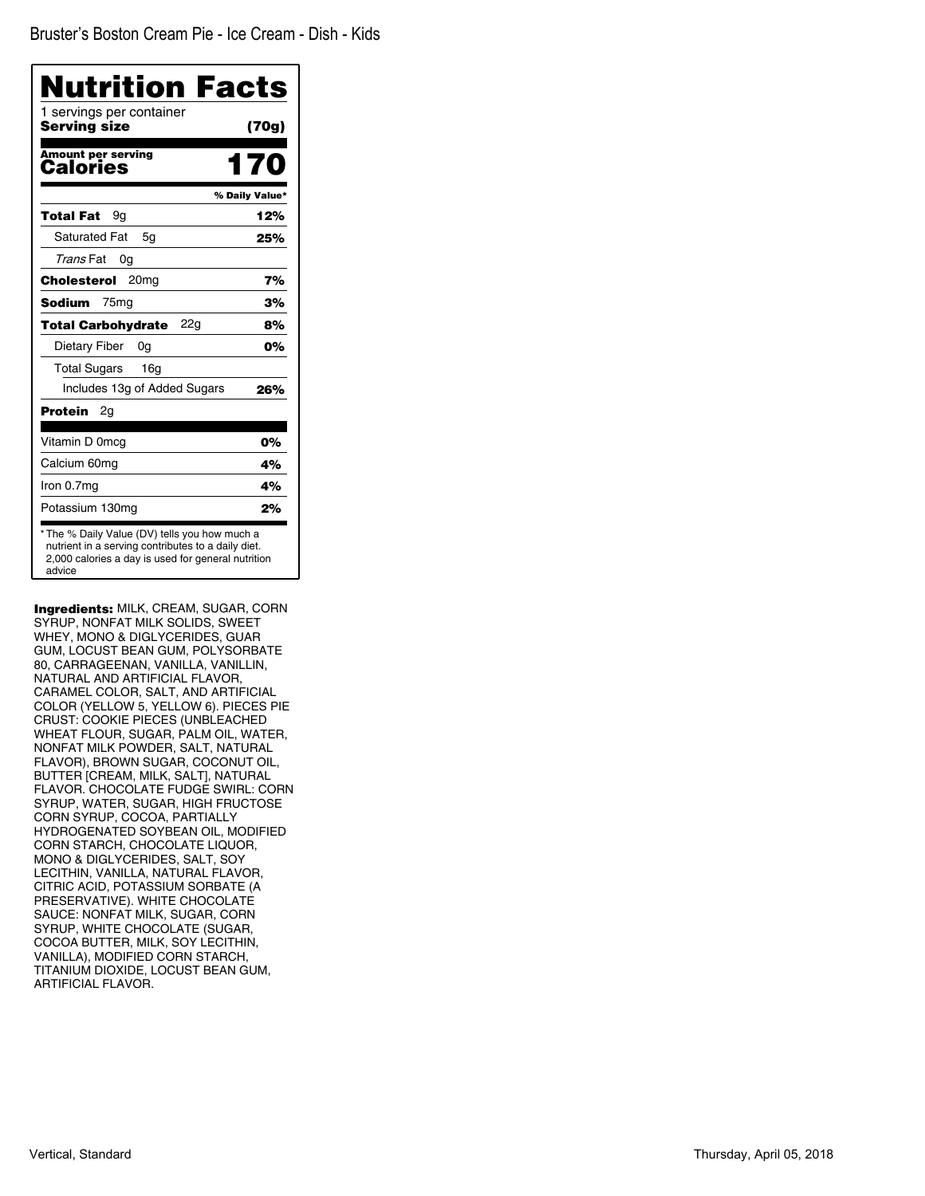Bruster's Boston Cream Pie - Ice Cream - Dish - Kids

# Nutrition Facts

1 servings per container
**Serving size** **(70g)**

**Amount per serving**
**Calories** **170**

| | % Daily Value* |
|---|---|
| **Total Fat** 9g | **12%** |
| Saturated Fat 5g | **25%** |
| *Trans* Fat 0g | |
| **Cholesterol** 20mg | **7%** |
| **Sodium** 75mg | **3%** |
| **Total Carbohydrate** 22g | **8%** |
| Dietary Fiber 0g | **0%** |
| Total Sugars 16g | |
| Includes 13g of Added Sugars | **26%** |
| **Protein** 2g | |
| Vitamin D 0mcg | **0%** |
| Calcium 60mg | **4%** |
| Iron 0.7mg | **4%** |
| Potassium 130mg | **2%** |

* The % Daily Value (DV) tells you how much a nutrient in a serving contributes to a daily diet. 2,000 calories a day is used for general nutrition advice

**Ingredients:** MILK, CREAM, SUGAR, CORN SYRUP, NONFAT MILK SOLIDS, SWEET WHEY, MONO & DIGLYCERIDES, GUAR GUM, LOCUST BEAN GUM, POLYSORBATE 80, CARRAGEENAN, VANILLA, VANILLIN, NATURAL AND ARTIFICIAL FLAVOR, CARAMEL COLOR, SALT, AND ARTIFICIAL COLOR (YELLOW 5, YELLOW 6). PIECES PIE CRUST: COOKIE PIECES (UNBLEACHED WHEAT FLOUR, SUGAR, PALM OIL, WATER, NONFAT MILK POWDER, SALT, NATURAL FLAVOR), BROWN SUGAR, COCONUT OIL, BUTTER [CREAM, MILK, SALT], NATURAL FLAVOR. CHOCOLATE FUDGE SWIRL: CORN SYRUP, WATER, SUGAR, HIGH FRUCTOSE CORN SYRUP, COCOA, PARTIALLY HYDROGENATED SOYBEAN OIL, MODIFIED CORN STARCH, CHOCOLATE LIQUOR, MONO & DIGLYCERIDES, SALT, SOY LECITHIN, VANILLA, NATURAL FLAVOR, CITRIC ACID, POTASSIUM SORBATE (A PRESERVATIVE). WHITE CHOCOLATE SAUCE: NONFAT MILK, SUGAR, CORN SYRUP, WHITE CHOCOLATE (SUGAR, COCOA BUTTER, MILK, SOY LECITHIN, VANILLA), MODIFIED CORN STARCH, TITANIUM DIOXIDE, LOCUST BEAN GUM, ARTIFICIAL FLAVOR.

Vertical, Standard

Thursday, April 05, 2018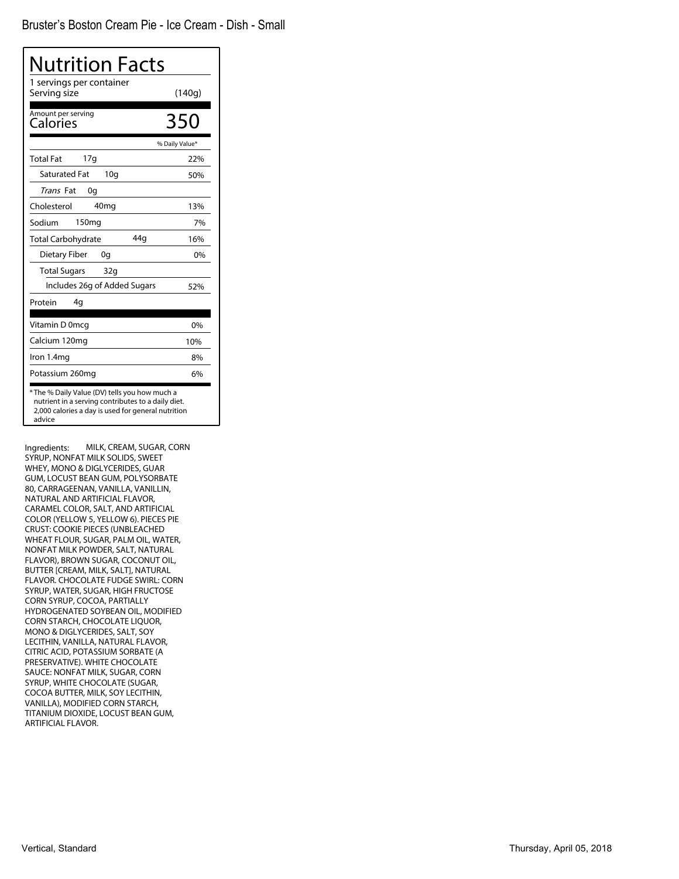Bruster's Boston Cream Pie - Ice Cream - Dish - Small

# Nutrition Facts

1 servings per container

Serving size (140g)

| Amount per serving | |
|---|---|
| **Calories** | **350** |
| | % Daily Value* |
| Total Fat 17g | 22% |
| Saturated Fat 10g | 50% |
| *Trans* Fat 0g | |
| Cholesterol 40mg | 13% |
| Sodium 150mg | 7% |
| Total Carbohydrate 44g | 16% |
| Dietary Fiber 0g | 0% |
| Total Sugars 32g | |
| Includes 26g of Added Sugars | 52% |
| Protein 4g | |
| Vitamin D 0mcg | 0% |
| Calcium 120mg | 10% |
| Iron 1.4mg | 8% |
| Potassium 260mg | 6% |

* The % Daily Value (DV) tells you how much a nutrient in a serving contributes to a daily diet. 2,000 calories a day is used for general nutrition advice

Ingredients: MILK, CREAM, SUGAR, CORN SYRUP, NONFAT MILK SOLIDS, SWEET WHEY, MONO & DIGLYCERIDES, GUAR GUM, LOCUST BEAN GUM, POLYSORBATE 80, CARRAGEENAN, VANILLA, VANILLIN, NATURAL AND ARTIFICIAL FLAVOR, CARAMEL COLOR, SALT, AND ARTIFICIAL COLOR (YELLOW 5, YELLOW 6). PIECES PIE CRUST: COOKIE PIECES (UNBLEACHED WHEAT FLOUR, SUGAR, PALM OIL, WATER, NONFAT MILK POWDER, SALT, NATURAL FLAVOR), BROWN SUGAR, COCONUT OIL, BUTTER [CREAM, MILK, SALT], NATURAL FLAVOR. CHOCOLATE FUDGE SWIRL: CORN SYRUP, WATER, SUGAR, HIGH FRUCTOSE CORN SYRUP, COCOA, PARTIALLY HYDROGENATED SOYBEAN OIL, MODIFIED CORN STARCH, CHOCOLATE LIQUOR, MONO & DIGLYCERIDES, SALT, SOY LECITHIN, VANILLA, NATURAL FLAVOR, CITRIC ACID, POTASSIUM SORBATE (A PRESERVATIVE). WHITE CHOCOLATE SAUCE: NONFAT MILK, SUGAR, CORN SYRUP, WHITE CHOCOLATE (SUGAR, COCOA BUTTER, MILK, SOY LECITHIN, VANILLA), MODIFIED CORN STARCH, TITANIUM DIOXIDE, LOCUST BEAN GUM, ARTIFICIAL FLAVOR.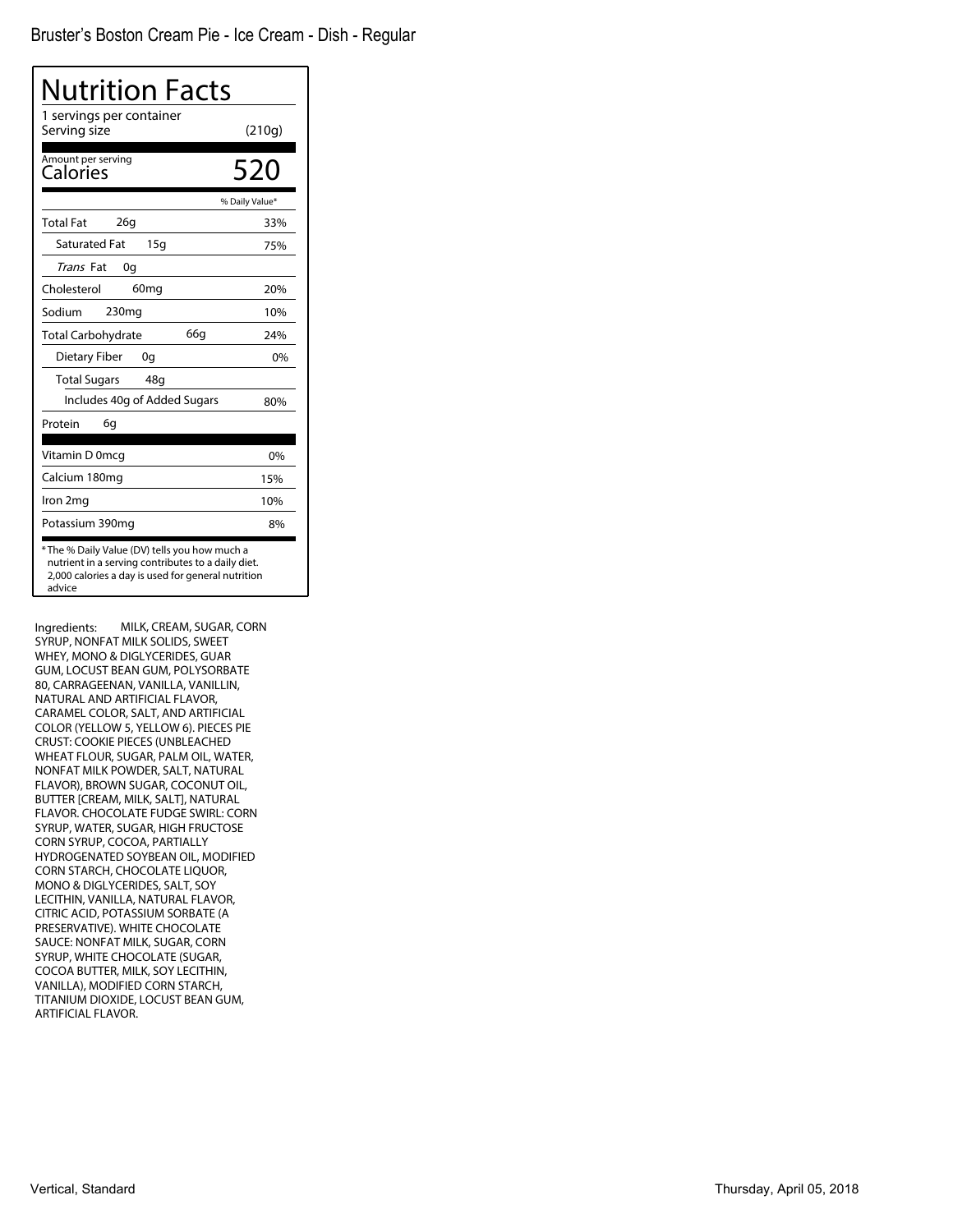Bruster's Boston Cream Pie - Ice Cream - Dish - Regular

# Nutrition Facts

1 servings per container

Serving size (210g)

Amount per serving

**Calories** 520

| | % Daily Value* |
|---|---|
| **Total Fat** 26g | 33% |
| Saturated Fat 15g | 75% |
| *Trans* Fat 0g | |
| **Cholesterol** 60mg | 20% |
| **Sodium** 230mg | 10% |
| **Total Carbohydrate** 66g | 24% |
| Dietary Fiber 0g | 0% |
| Total Sugars 48g | |
| Includes 40g of Added Sugars | 80% |
| **Protein** 6g | |
| Vitamin D 0mcg | 0% |
| Calcium 180mg | 15% |
| Iron 2mg | 10% |
| Potassium 390mg | 8% |

* The % Daily Value (DV) tells you how much a nutrient in a serving contributes to a daily diet. 2,000 calories a day is used for general nutrition advice

Ingredients: MILK, CREAM, SUGAR, CORN SYRUP, NONFAT MILK SOLIDS, SWEET WHEY, MONO & DIGLYCERIDES, GUAR GUM, LOCUST BEAN GUM, POLYSORBATE 80, CARRAGEENAN, VANILLA, VANILLIN, NATURAL AND ARTIFICIAL FLAVOR, CARAMEL COLOR, SALT, AND ARTIFICIAL COLOR (YELLOW 5, YELLOW 6). PIECES PIE CRUST: COOKIE PIECES (UNBLEACHED WHEAT FLOUR, SUGAR, PALM OIL, WATER, NONFAT MILK POWDER, SALT, NATURAL FLAVOR), BROWN SUGAR, COCONUT OIL, BUTTER [CREAM, MILK, SALT], NATURAL FLAVOR. CHOCOLATE FUDGE SWIRL: CORN SYRUP, WATER, SUGAR, HIGH FRUCTOSE CORN SYRUP, COCOA, PARTIALLY HYDROGENATED SOYBEAN OIL, MODIFIED CORN STARCH, CHOCOLATE LIQUOR, MONO & DIGLYCERIDES, SALT, SOY LECITHIN, VANILLA, NATURAL FLAVOR, CITRIC ACID, POTASSIUM SORBATE (A PRESERVATIVE). WHITE CHOCOLATE SAUCE: NONFAT MILK, SUGAR, CORN SYRUP, WHITE CHOCOLATE (SUGAR, COCOA BUTTER, MILK, SOY LECITHIN, VANILLA), MODIFIED CORN STARCH, TITANIUM DIOXIDE, LOCUST BEAN GUM, ARTIFICIAL FLAVOR.

Vertical, Standard

Thursday, April 05, 2018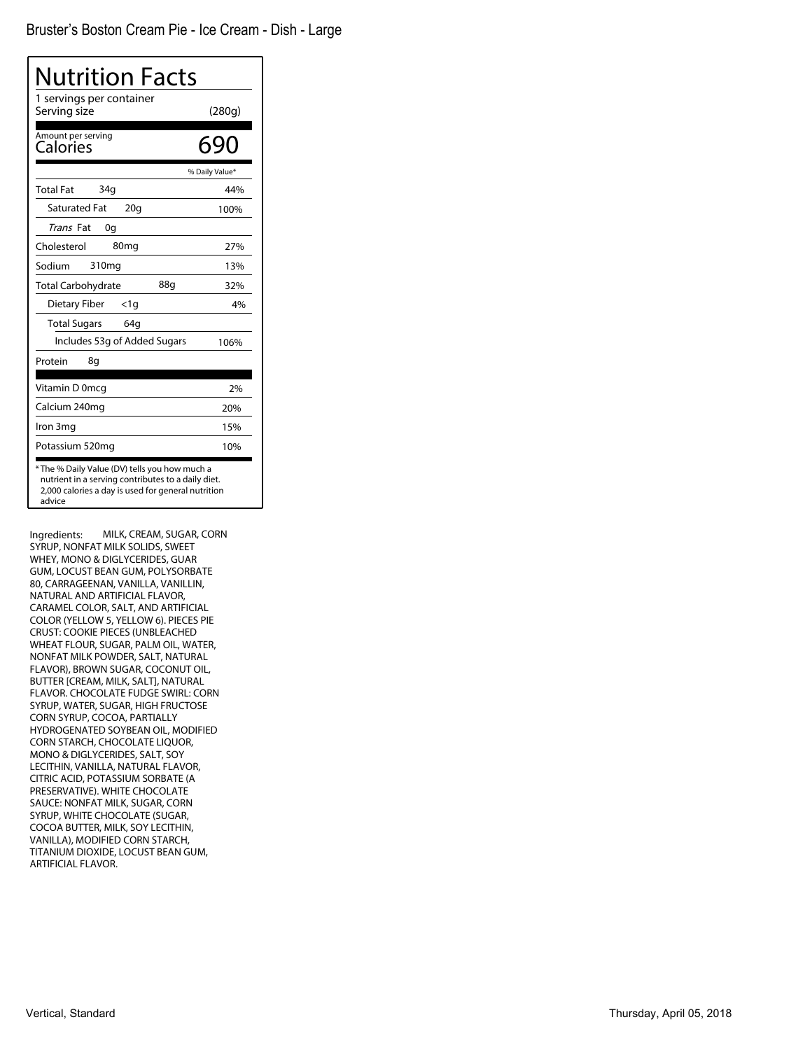Bruster's Boston Cream Pie - Ice Cream - Dish - Large

# Nutrition Facts

1 servings per container

Serving size (280g)

Amount per serving

**Calories 690**

| | % Daily Value* |
|---|---|
| Total Fat 34g | 44% |
| Saturated Fat 20g | 100% |
| *Trans* Fat 0g | |
| Cholesterol 80mg | 27% |
| Sodium 310mg | 13% |
| Total Carbohydrate 88g | 32% |
| Dietary Fiber <1g | 4% |
| Total Sugars 64g | |
| Includes 53g of Added Sugars | 106% |
| Protein 8g | |
| Vitamin D 0mcg | 2% |
| Calcium 240mg | 20% |
| Iron 3mg | 15% |
| Potassium 520mg | 10% |

* The % Daily Value (DV) tells you how much a nutrient in a serving contributes to a daily diet. 2,000 calories a day is used for general nutrition advice

Ingredients: MILK, CREAM, SUGAR, CORN SYRUP, NONFAT MILK SOLIDS, SWEET WHEY, MONO & DIGLYCERIDES, GUAR GUM, LOCUST BEAN GUM, POLYSORBATE 80, CARRAGEENAN, VANILLA, VANILLIN, NATURAL AND ARTIFICIAL FLAVOR, CARAMEL COLOR, SALT, AND ARTIFICIAL COLOR (YELLOW 5, YELLOW 6). PIECES PIE CRUST: COOKIE PIECES (UNBLEACHED WHEAT FLOUR, SUGAR, PALM OIL, WATER, NONFAT MILK POWDER, SALT, NATURAL FLAVOR), BROWN SUGAR, COCONUT OIL, BUTTER [CREAM, MILK, SALT], NATURAL FLAVOR. CHOCOLATE FUDGE SWIRL: CORN SYRUP, WATER, SUGAR, HIGH FRUCTOSE CORN SYRUP, COCOA, PARTIALLY HYDROGENATED SOYBEAN OIL, MODIFIED CORN STARCH, CHOCOLATE LIQUOR, MONO & DIGLYCERIDES, SALT, SOY LECITHIN, VANILLA, NATURAL FLAVOR, CITRIC ACID, POTASSIUM SORBATE (A PRESERVATIVE). WHITE CHOCOLATE SAUCE: NONFAT MILK, SUGAR, CORN SYRUP, WHITE CHOCOLATE (SUGAR, COCOA BUTTER, MILK, SOY LECITHIN, VANILLA), MODIFIED CORN STARCH, TITANIUM DIOXIDE, LOCUST BEAN GUM, ARTIFICIAL FLAVOR.

Vertical, Standard

Thursday, April 05, 2018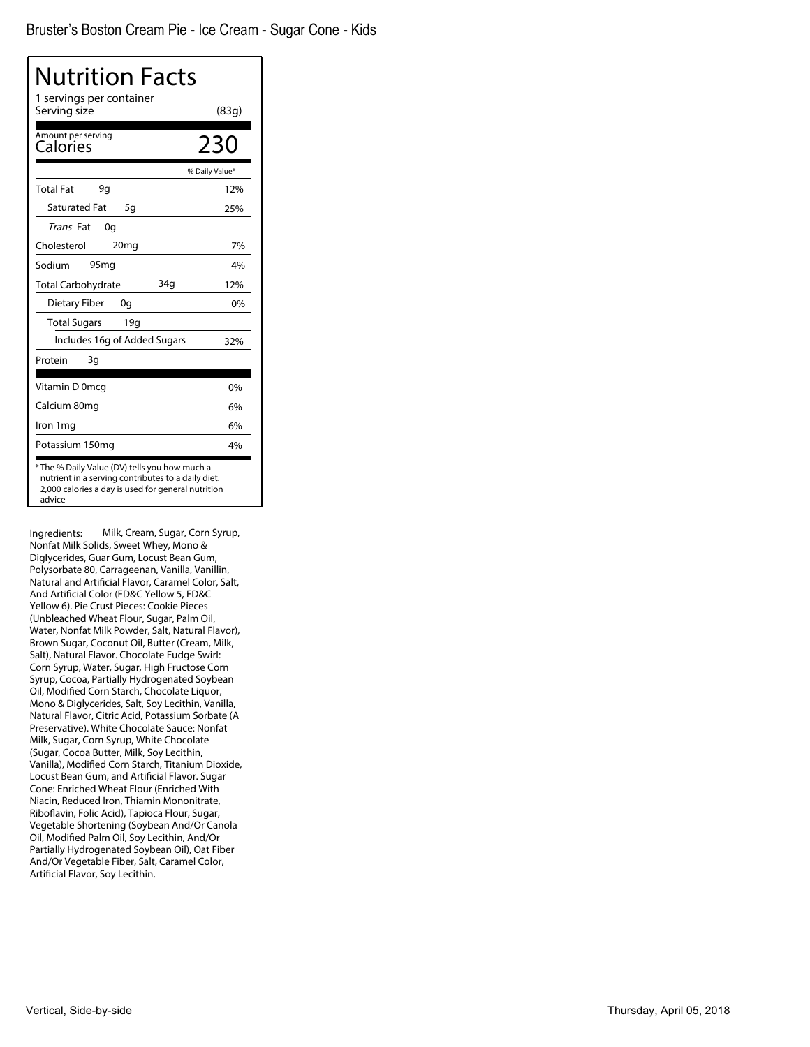# Bruster's Boston Cream Pie - Ice Cream - Sugar Cone - Kids

## Nutrition Facts

1 servings per container
Serving size (83g)

Amount per serving
**Calories 230**

| | % Daily Value* |
|---|---|
| **Total Fat** 9g | 12% |
| Saturated Fat 5g | 25% |
| *Trans* Fat 0g | |
| **Cholesterol** 20mg | 7% |
| **Sodium** 95mg | 4% |
| **Total Carbohydrate** 34g | 12% |
| Dietary Fiber 0g | 0% |
| Total Sugars 19g | |
| Includes 16g of Added Sugars | 32% |
| **Protein** 3g | |
| Vitamin D 0mcg | 0% |
| Calcium 80mg | 6% |
| Iron 1mg | 6% |
| Potassium 150mg | 4% |

* The % Daily Value (DV) tells you how much a nutrient in a serving contributes to a daily diet. 2,000 calories a day is used for general nutrition advice

Ingredients: Milk, Cream, Sugar, Corn Syrup, Nonfat Milk Solids, Sweet Whey, Mono & Diglycerides, Guar Gum, Locust Bean Gum, Polysorbate 80, Carrageenan, Vanilla, Vanillin, Natural and Artificial Flavor, Caramel Color, Salt, And Artificial Color (FD&C Yellow 5, FD&C Yellow 6). Pie Crust Pieces: Cookie Pieces (Unbleached Wheat Flour, Sugar, Palm Oil, Water, Nonfat Milk Powder, Salt, Natural Flavor), Brown Sugar, Coconut Oil, Butter (Cream, Milk, Salt), Natural Flavor. Chocolate Fudge Swirl: Corn Syrup, Water, Sugar, High Fructose Corn Syrup, Cocoa, Partially Hydrogenated Soybean Oil, Modified Corn Starch, Chocolate Liquor, Mono & Diglycerides, Salt, Soy Lecithin, Vanilla, Natural Flavor, Citric Acid, Potassium Sorbate (A Preservative). White Chocolate Sauce: Nonfat Milk, Sugar, Corn Syrup, White Chocolate (Sugar, Cocoa Butter, Milk, Soy Lecithin, Vanilla), Modified Corn Starch, Titanium Dioxide, Locust Bean Gum, and Artificial Flavor. Sugar Cone: Enriched Wheat Flour (Enriched With Niacin, Reduced Iron, Thiamin Mononitrate, Riboflavin, Folic Acid), Tapioca Flour, Sugar, Vegetable Shortening (Soybean And/Or Canola Oil, Modified Palm Oil, Soy Lecithin, And/Or Partially Hydrogenated Soybean Oil), Oat Fiber And/Or Vegetable Fiber, Salt, Caramel Color, Artificial Flavor, Soy Lecithin.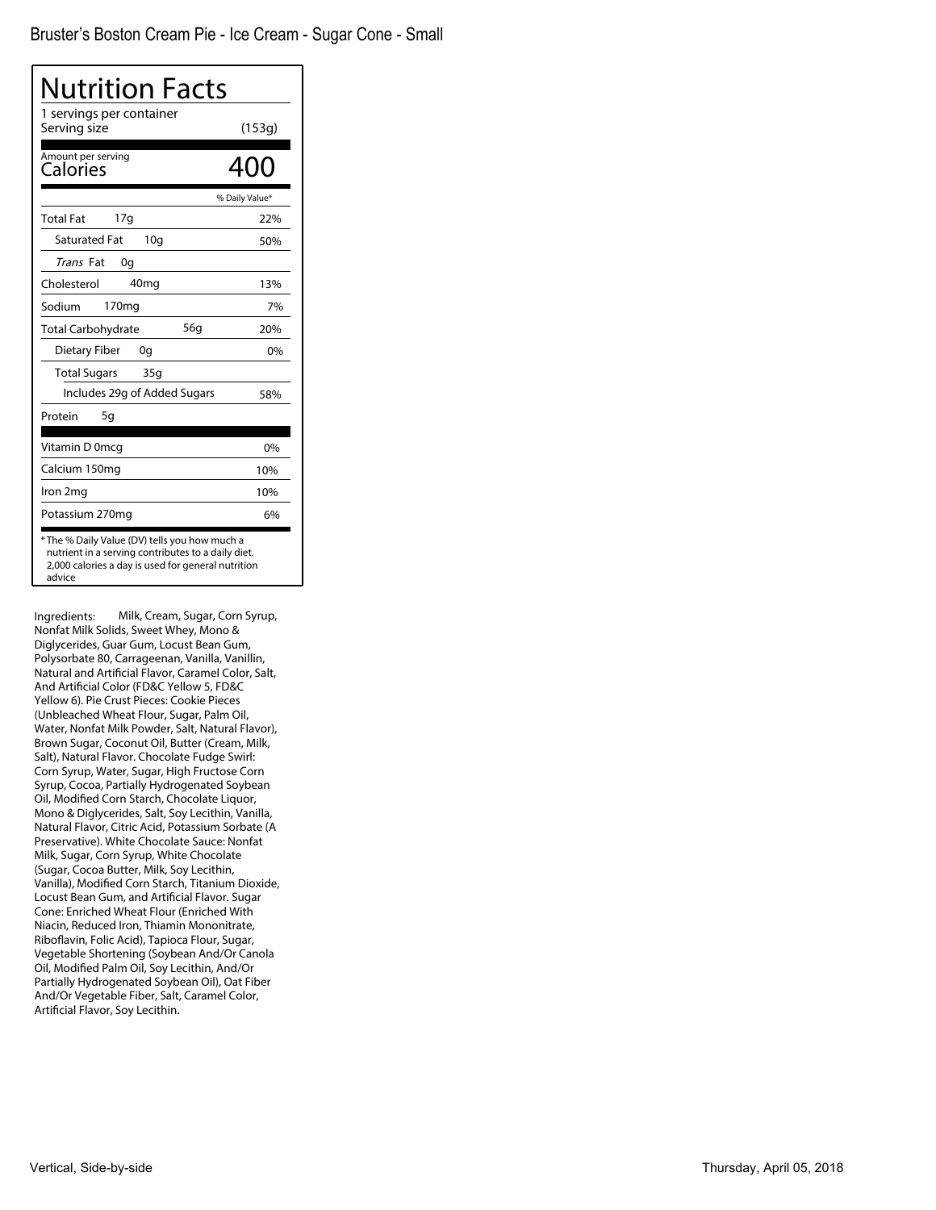Bruster's Boston Cream Pie - Ice Cream - Sugar Cone - Small

# Nutrition Facts

1 servings per container

Serving size (153g)

Amount per serving

**Calories** **400**

| | % Daily Value* |
|---|---|
| Total Fat 17g | 22% |
| Saturated Fat 10g | 50% |
| *Trans* Fat 0g | |
| Cholesterol 40mg | 13% |
| Sodium 170mg | 7% |
| Total Carbohydrate 56g | 20% |
| Dietary Fiber 0g | 0% |
| Total Sugars 35g | |
| Includes 29g of Added Sugars | 58% |
| Protein 5g | |
| Vitamin D 0mcg | 0% |
| Calcium 150mg | 10% |
| Iron 2mg | 10% |
| Potassium 270mg | 6% |

* The % Daily Value (DV) tells you how much a nutrient in a serving contributes to a daily diet. 2,000 calories a day is used for general nutrition advice

Ingredients: Milk, Cream, Sugar, Corn Syrup, Nonfat Milk Solids, Sweet Whey, Mono & Diglycerides, Guar Gum, Locust Bean Gum, Polysorbate 80, Carrageenan, Vanilla, Vanillin, Natural and Artificial Flavor, Caramel Color, Salt, And Artificial Color (FD&C Yellow 5, FD&C Yellow 6). Pie Crust Pieces: Cookie Pieces (Unbleached Wheat Flour, Sugar, Palm Oil, Water, Nonfat Milk Powder, Salt, Natural Flavor), Brown Sugar, Coconut Oil, Butter (Cream, Milk, Salt), Natural Flavor. Chocolate Fudge Swirl: Corn Syrup, Water, Sugar, High Fructose Corn Syrup, Cocoa, Partially Hydrogenated Soybean Oil, Modified Corn Starch, Chocolate Liquor, Mono & Diglycerides, Salt, Soy Lecithin, Vanilla, Natural Flavor, Citric Acid, Potassium Sorbate (A Preservative). White Chocolate Sauce: Nonfat Milk, Sugar, Corn Syrup, White Chocolate (Sugar, Cocoa Butter, Milk, Soy Lecithin, Vanilla), Modified Corn Starch, Titanium Dioxide, Locust Bean Gum, and Artificial Flavor. Sugar Cone: Enriched Wheat Flour (Enriched With Niacin, Reduced Iron, Thiamin Mononitrate, Riboflavin, Folic Acid), Tapioca Flour, Sugar, Vegetable Shortening (Soybean And/Or Canola Oil, Modified Palm Oil, Soy Lecithin, And/Or Partially Hydrogenated Soybean Oil), Oat Fiber And/Or Vegetable Fiber, Salt, Caramel Color, Artificial Flavor, Soy Lecithin.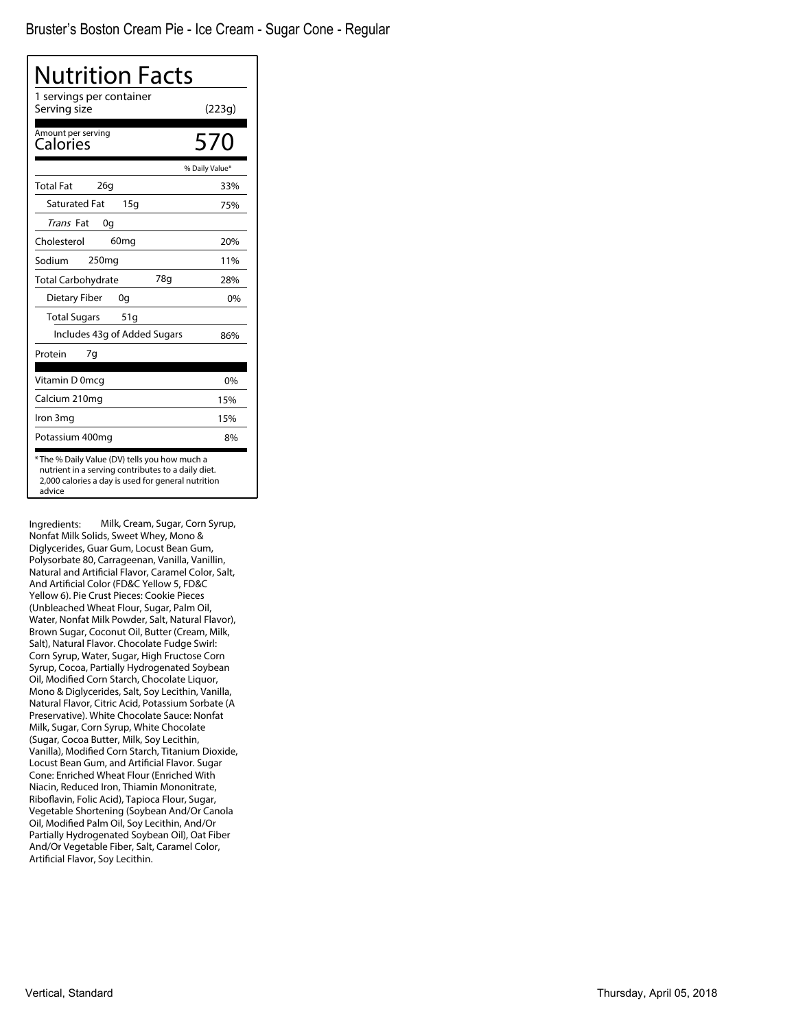Bruster's Boston Cream Pie - Ice Cream - Sugar Cone - Regular

# Nutrition Facts

1 servings per container

Serving size (223g)

Amount per serving

**Calories 570**

| | % Daily Value* |
|---|---|
| Total Fat 26g | 33% |
| Saturated Fat 15g | 75% |
| *Trans* Fat 0g | |
| Cholesterol 60mg | 20% |
| Sodium 250mg | 11% |
| Total Carbohydrate 78g | 28% |
| Dietary Fiber 0g | 0% |
| Total Sugars 51g | |
| Includes 43g of Added Sugars | 86% |
| Protein 7g | |
| Vitamin D 0mcg | 0% |
| Calcium 210mg | 15% |
| Iron 3mg | 15% |
| Potassium 400mg | 8% |

* The % Daily Value (DV) tells you how much a nutrient in a serving contributes to a daily diet. 2,000 calories a day is used for general nutrition advice

Ingredients: Milk, Cream, Sugar, Corn Syrup, Nonfat Milk Solids, Sweet Whey, Mono & Diglycerides, Guar Gum, Locust Bean Gum, Polysorbate 80, Carrageenan, Vanilla, Vanillin, Natural and Artificial Flavor, Caramel Color, Salt, And Artificial Color (FD&C Yellow 5, FD&C Yellow 6). Pie Crust Pieces: Cookie Pieces (Unbleached Wheat Flour, Sugar, Palm Oil, Water, Nonfat Milk Powder, Salt, Natural Flavor), Brown Sugar, Coconut Oil, Butter (Cream, Milk, Salt), Natural Flavor. Chocolate Fudge Swirl: Corn Syrup, Water, Sugar, High Fructose Corn Syrup, Cocoa, Partially Hydrogenated Soybean Oil, Modified Corn Starch, Chocolate Liquor, Mono & Diglycerides, Salt, Soy Lecithin, Vanilla, Natural Flavor, Citric Acid, Potassium Sorbate (A Preservative). White Chocolate Sauce: Nonfat Milk, Sugar, Corn Syrup, White Chocolate (Sugar, Cocoa Butter, Milk, Soy Lecithin, Vanilla), Modified Corn Starch, Titanium Dioxide, Locust Bean Gum, and Artificial Flavor. Sugar Cone: Enriched Wheat Flour (Enriched With Niacin, Reduced Iron, Thiamin Mononitrate, Riboflavin, Folic Acid), Tapioca Flour, Sugar, Vegetable Shortening (Soybean And/Or Canola Oil, Modified Palm Oil, Soy Lecithin, And/Or Partially Hydrogenated Soybean Oil), Oat Fiber And/Or Vegetable Fiber, Salt, Caramel Color, Artificial Flavor, Soy Lecithin.

Vertical, Standard

Thursday, April 05, 2018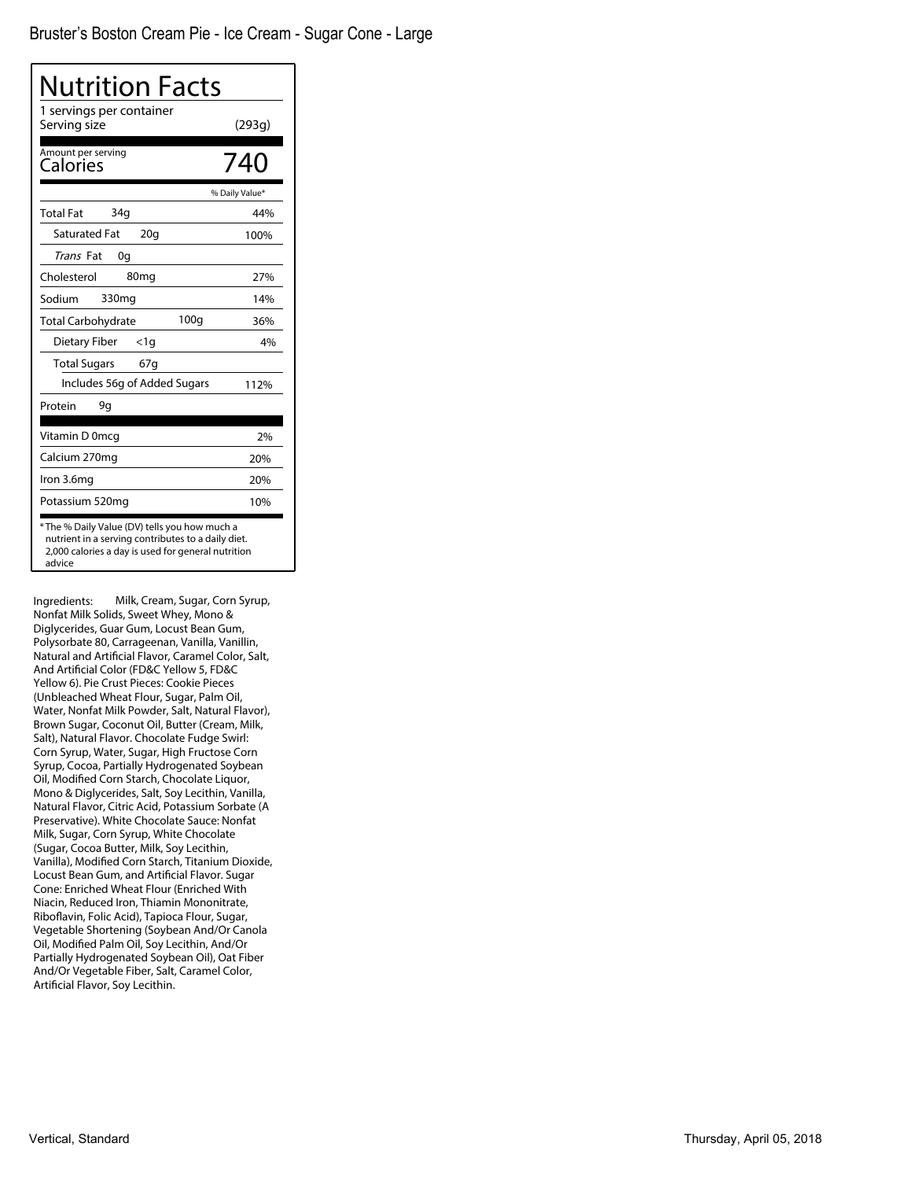Bruster's Boston Cream Pie - Ice Cream - Sugar Cone - Large

# Nutrition Facts

1 servings per container

Serving size (293g)

Amount per serving

**Calories 740**

| | % Daily Value* |
|---|---|
| Total Fat 34g | 44% |
| Saturated Fat 20g | 100% |
| *Trans* Fat 0g | |
| Cholesterol 80mg | 27% |
| Sodium 330mg | 14% |
| Total Carbohydrate 100g | 36% |
| Dietary Fiber <1g | 4% |
| Total Sugars 67g | |
| Includes 56g of Added Sugars | 112% |
| Protein 9g | |
| Vitamin D 0mcg | 2% |
| Calcium 270mg | 20% |
| Iron 3.6mg | 20% |
| Potassium 520mg | 10% |

* The % Daily Value (DV) tells you how much a nutrient in a serving contributes to a daily diet. 2,000 calories a day is used for general nutrition advice

Ingredients: Milk, Cream, Sugar, Corn Syrup, Nonfat Milk Solids, Sweet Whey, Mono & Diglycerides, Guar Gum, Locust Bean Gum, Polysorbate 80, Carrageenan, Vanilla, Vanillin, Natural and Artificial Flavor, Caramel Color, Salt, And Artificial Color (FD&C Yellow 5, FD&C Yellow 6). Pie Crust Pieces: Cookie Pieces (Unbleached Wheat Flour, Sugar, Palm Oil, Water, Nonfat Milk Powder, Salt, Natural Flavor), Brown Sugar, Coconut Oil, Butter (Cream, Milk, Salt), Natural Flavor. Chocolate Fudge Swirl: Corn Syrup, Water, Sugar, High Fructose Corn Syrup, Cocoa, Partially Hydrogenated Soybean Oil, Modified Corn Starch, Chocolate Liquor, Mono & Diglycerides, Salt, Soy Lecithin, Vanilla, Natural Flavor, Citric Acid, Potassium Sorbate (A Preservative). White Chocolate Sauce: Nonfat Milk, Sugar, Corn Syrup, White Chocolate (Sugar, Cocoa Butter, Milk, Soy Lecithin, Vanilla), Modified Corn Starch, Titanium Dioxide, Locust Bean Gum, and Artificial Flavor. Sugar Cone: Enriched Wheat Flour (Enriched With Niacin, Reduced Iron, Thiamin Mononitrate, Riboflavin, Folic Acid), Tapioca Flour, Sugar, Vegetable Shortening (Soybean And/Or Canola Oil, Modified Palm Oil, Soy Lecithin, And/Or Partially Hydrogenated Soybean Oil), Oat Fiber And/Or Vegetable Fiber, Salt, Caramel Color, Artificial Flavor, Soy Lecithin.

Vertical, Standard

Thursday, April 05, 2018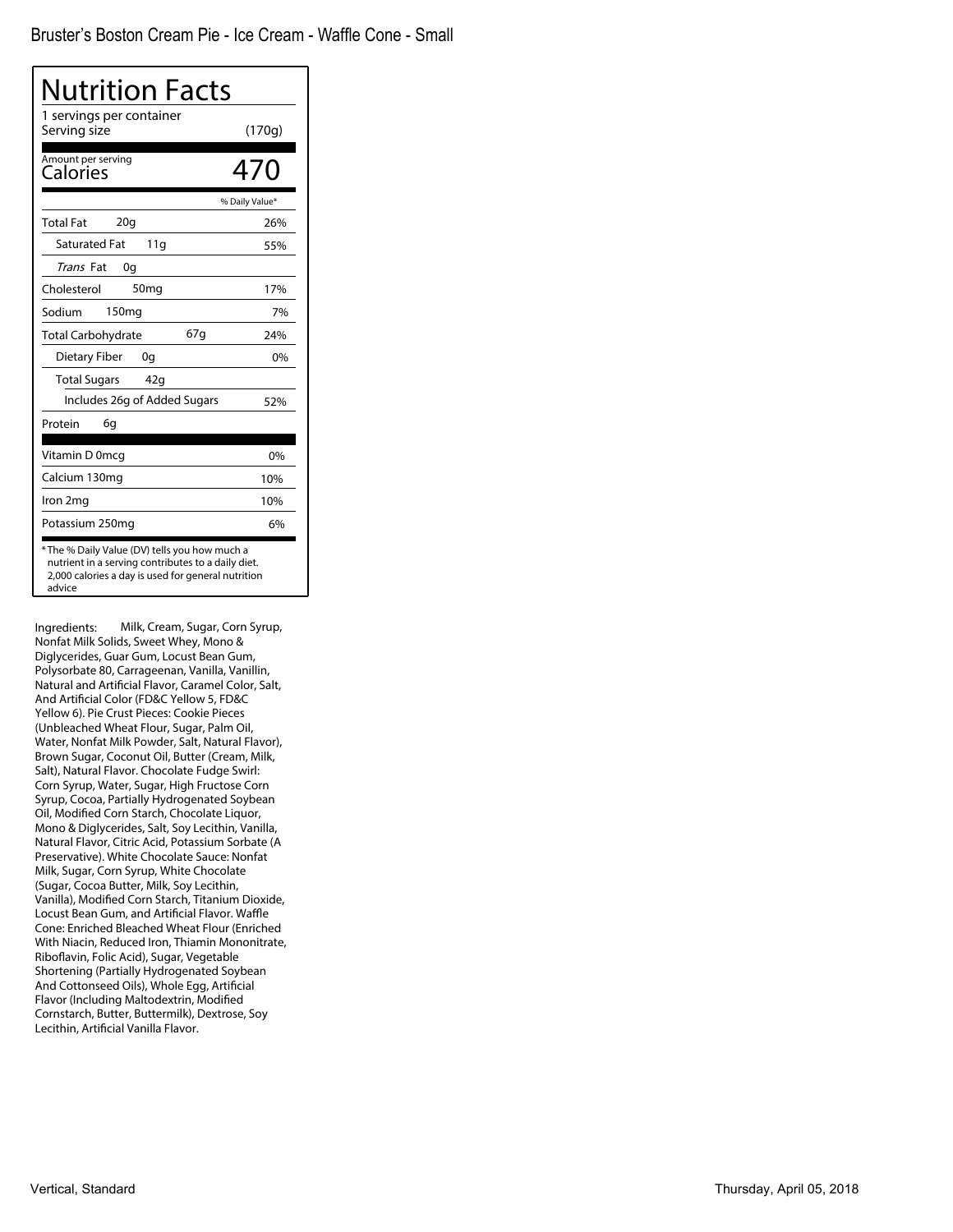Bruster's Boston Cream Pie - Ice Cream - Waffle Cone - Small

# Nutrition Facts

1 servings per container

Serving size (170g)

Amount per serving

**Calories** 470

| | % Daily Value* |
|---|---|
| Total Fat 20g | 26% |
| Saturated Fat 11g | 55% |
| *Trans* Fat 0g | |
| Cholesterol 50mg | 17% |
| Sodium 150mg | 7% |
| Total Carbohydrate 67g | 24% |
| Dietary Fiber 0g | 0% |
| Total Sugars 42g | |
| Includes 26g of Added Sugars | 52% |
| Protein 6g | |
| Vitamin D 0mcg | 0% |
| Calcium 130mg | 10% |
| Iron 2mg | 10% |
| Potassium 250mg | 6% |

* The % Daily Value (DV) tells you how much a nutrient in a serving contributes to a daily diet. 2,000 calories a day is used for general nutrition advice

Ingredients: Milk, Cream, Sugar, Corn Syrup, Nonfat Milk Solids, Sweet Whey, Mono & Diglycerides, Guar Gum, Locust Bean Gum, Polysorbate 80, Carrageenan, Vanilla, Vanillin, Natural and Artificial Flavor, Caramel Color, Salt, And Artificial Color (FD&C Yellow 5, FD&C Yellow 6). Pie Crust Pieces: Cookie Pieces (Unbleached Wheat Flour, Sugar, Palm Oil, Water, Nonfat Milk Powder, Salt, Natural Flavor), Brown Sugar, Coconut Oil, Butter (Cream, Milk, Salt), Natural Flavor. Chocolate Fudge Swirl: Corn Syrup, Water, Sugar, High Fructose Corn Syrup, Cocoa, Partially Hydrogenated Soybean Oil, Modified Corn Starch, Chocolate Liquor, Mono & Diglycerides, Salt, Soy Lecithin, Vanilla, Natural Flavor, Citric Acid, Potassium Sorbate (A Preservative). White Chocolate Sauce: Nonfat Milk, Sugar, Corn Syrup, White Chocolate (Sugar, Cocoa Butter, Milk, Soy Lecithin, Vanilla), Modified Corn Starch, Titanium Dioxide, Locust Bean Gum, and Artificial Flavor. Waffle Cone: Enriched Bleached Wheat Flour (Enriched With Niacin, Reduced Iron, Thiamin Mononitrate, Riboflavin, Folic Acid), Sugar, Vegetable Shortening (Partially Hydrogenated Soybean And Cottonseed Oils), Whole Egg, Artificial Flavor (Including Maltodextrin, Modified Cornstarch, Butter, Buttermilk), Dextrose, Soy Lecithin, Artificial Vanilla Flavor.

Vertical, Standard

Thursday, April 05, 2018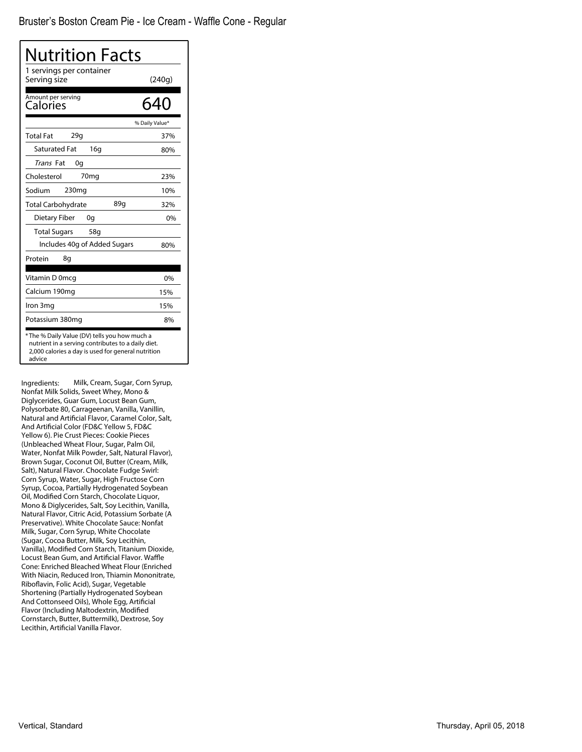Bruster's Boston Cream Pie - Ice Cream - Waffle Cone - Regular

# Nutrition Facts

1 servings per container
Serving size (240g)

Amount per serving
**Calories 640**

| | % Daily Value* |
|---|---|
| Total Fat 29g | 37% |
| Saturated Fat 16g | 80% |
| *Trans* Fat 0g | |
| Cholesterol 70mg | 23% |
| Sodium 230mg | 10% |
| Total Carbohydrate 89g | 32% |
| Dietary Fiber 0g | 0% |
| Total Sugars 58g | |
| Includes 40g of Added Sugars | 80% |
| Protein 8g | |
| Vitamin D 0mcg | 0% |
| Calcium 190mg | 15% |
| Iron 3mg | 15% |
| Potassium 380mg | 8% |

* The % Daily Value (DV) tells you how much a nutrient in a serving contributes to a daily diet. 2,000 calories a day is used for general nutrition advice

Ingredients: Milk, Cream, Sugar, Corn Syrup, Nonfat Milk Solids, Sweet Whey, Mono & Diglycerides, Guar Gum, Locust Bean Gum, Polysorbate 80, Carrageenan, Vanilla, Vanillin, Natural and Artificial Flavor, Caramel Color, Salt, And Artificial Color (FD&C Yellow 5, FD&C Yellow 6). Pie Crust Pieces: Cookie Pieces (Unbleached Wheat Flour, Sugar, Palm Oil, Water, Nonfat Milk Powder, Salt, Natural Flavor), Brown Sugar, Coconut Oil, Butter (Cream, Milk, Salt), Natural Flavor. Chocolate Fudge Swirl: Corn Syrup, Water, Sugar, High Fructose Corn Syrup, Cocoa, Partially Hydrogenated Soybean Oil, Modified Corn Starch, Chocolate Liquor, Mono & Diglycerides, Salt, Soy Lecithin, Vanilla, Natural Flavor, Citric Acid, Potassium Sorbate (A Preservative). White Chocolate Sauce: Nonfat Milk, Sugar, Corn Syrup, White Chocolate (Sugar, Cocoa Butter, Milk, Soy Lecithin, Vanilla), Modified Corn Starch, Titanium Dioxide, Locust Bean Gum, and Artificial Flavor. Waffle Cone: Enriched Bleached Wheat Flour (Enriched With Niacin, Reduced Iron, Thiamin Mononitrate, Riboflavin, Folic Acid), Sugar, Vegetable Shortening (Partially Hydrogenated Soybean And Cottonseed Oils), Whole Egg, Artificial Flavor (Including Maltodextrin, Modified Cornstarch, Butter, Buttermilk), Dextrose, Soy Lecithin, Artificial Vanilla Flavor.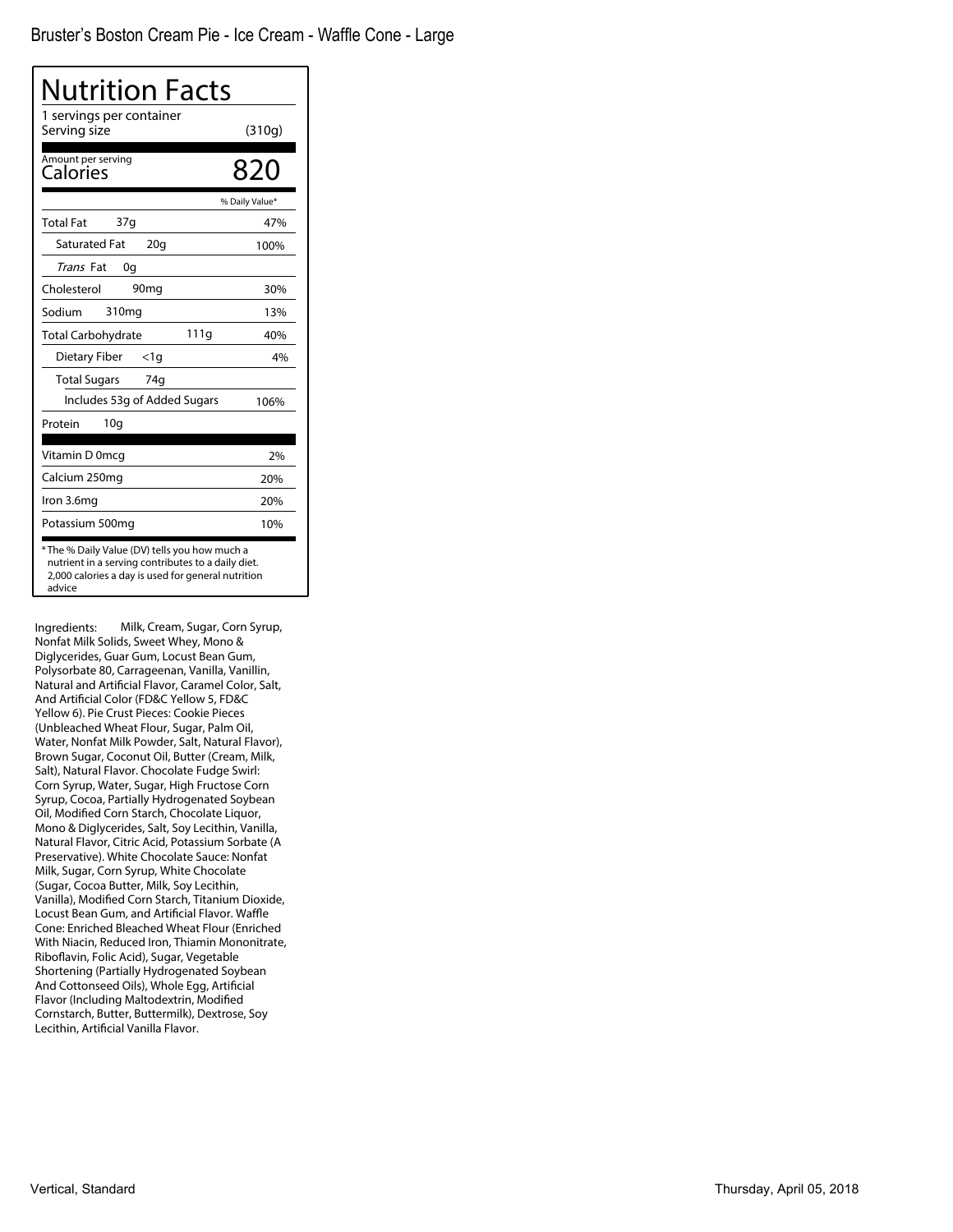Bruster's Boston Cream Pie - Ice Cream - Waffle Cone - Large

# Nutrition Facts

1 servings per container

Serving size (310g)

Amount per serving

**Calories 820**

| | | % Daily Value* |
|---|---|---|
| Total Fat | 37g | 47% |
| Saturated Fat | 20g | 100% |
| *Trans* Fat | 0g | |
| Cholesterol | 90mg | 30% |
| Sodium | 310mg | 13% |
| Total Carbohydrate | 111g | 40% |
| Dietary Fiber | <1g | 4% |
| Total Sugars | 74g | |
| Includes 53g of Added Sugars | | 106% |
| Protein | 10g | |
| Vitamin D 0mcg | | 2% |
| Calcium 250mg | | 20% |
| Iron 3.6mg | | 20% |
| Potassium 500mg | | 10% |

* The % Daily Value (DV) tells you how much a nutrient in a serving contributes to a daily diet. 2,000 calories a day is used for general nutrition advice

Ingredients: Milk, Cream, Sugar, Corn Syrup, Nonfat Milk Solids, Sweet Whey, Mono & Diglycerides, Guar Gum, Locust Bean Gum, Polysorbate 80, Carrageenan, Vanilla, Vanillin, Natural and Artificial Flavor, Caramel Color, Salt, And Artificial Color (FD&C Yellow 5, FD&C Yellow 6). Pie Crust Pieces: Cookie Pieces (Unbleached Wheat Flour, Sugar, Palm Oil, Water, Nonfat Milk Powder, Salt, Natural Flavor), Brown Sugar, Coconut Oil, Butter (Cream, Milk, Salt), Natural Flavor. Chocolate Fudge Swirl: Corn Syrup, Water, Sugar, High Fructose Corn Syrup, Cocoa, Partially Hydrogenated Soybean Oil, Modified Corn Starch, Chocolate Liquor, Mono & Diglycerides, Salt, Soy Lecithin, Vanilla, Natural Flavor, Citric Acid, Potassium Sorbate (A Preservative). White Chocolate Sauce: Nonfat Milk, Sugar, Corn Syrup, White Chocolate (Sugar, Cocoa Butter, Milk, Soy Lecithin, Vanilla), Modified Corn Starch, Titanium Dioxide, Locust Bean Gum, and Artificial Flavor. Waffle Cone: Enriched Bleached Wheat Flour (Enriched With Niacin, Reduced Iron, Thiamin Mononitrate, Riboflavin, Folic Acid), Sugar, Vegetable Shortening (Partially Hydrogenated Soybean And Cottonseed Oils), Whole Egg, Artificial Flavor (Including Maltodextrin, Modified Cornstarch, Butter, Buttermilk), Dextrose, Soy Lecithin, Artificial Vanilla Flavor.

Vertical, Standard

Thursday, April 05, 2018